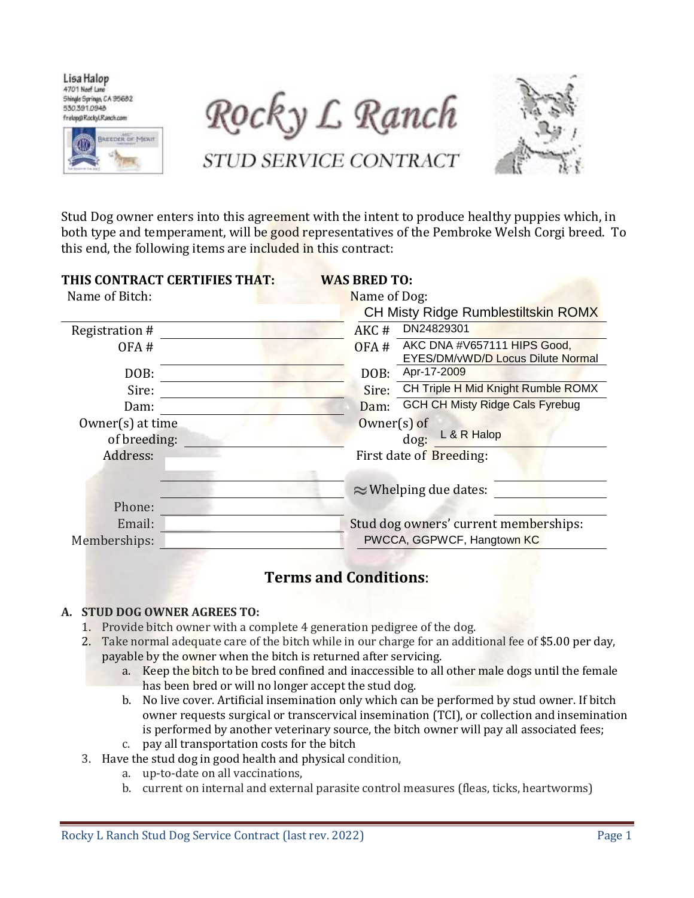Lisa Halop
4701 Neef Lane
Shingle Springs, CA 95682
530.391.0948
frelop@RockyLRanch.com

# Rocky L Ranch

## STUD SERVICE CONTRACT

Stud Dog owner enters into this agreement with the intent to produce healthy puppies which, in both type and temperament, will be good representatives of the Pembroke Welsh Corgi breed. To this end, the following items are included in this contract:

| **THIS CONTRACT CERTIFIES THAT:** | | **WAS BRED TO:** | |
|---|---|---|---|
| Name of Bitch: | | Name of Dog: | CH Misty Ridge Rumblestiltskin ROMX |
| Registration # | | AKC # | DN24829301 |
| OFA # | | OFA # | AKC DNA #V657111 HIPS Good, EYES/DM/vWD/D Locus Dilute Normal |
| DOB: | | DOB: | Apr-17-2009 |
| Sire: | | Sire: | CH Triple H Mid Knight Rumble ROMX |
| Dam: | | Dam: | GCH CH Misty Ridge Cals Fyrebug |
| Owner(s) at time of breeding: | | Owner(s) of dog: | L & R Halop |
| Address: | | First date of Breeding: | |
| | | ≈Whelping due dates: | |
| Phone: | | | |
| Email: | | Stud dog owners' current memberships: | |
| Memberships: | | | PWCCA, GGPWCF, Hangtown KC |

## Terms and Conditions:

**A. STUD DOG OWNER AGREES TO:**

1. Provide bitch owner with a complete 4 generation pedigree of the dog.
2. Take normal adequate care of the bitch while in our charge for an additional fee of $5.00 per day, payable by the owner when the bitch is returned after servicing.
   a. Keep the bitch to be bred confined and inaccessible to all other male dogs until the female has been bred or will no longer accept the stud dog.
   b. No live cover. Artificial insemination only which can be performed by stud owner. If bitch owner requests surgical or transcervical insemination (TCI), or collection and insemination is performed by another veterinary source, the bitch owner will pay all associated fees;
   c. pay all transportation costs for the bitch
3. Have the stud dog in good health and physical condition,
   a. up-to-date on all vaccinations,
   b. current on internal and external parasite control measures (fleas, ticks, heartworms)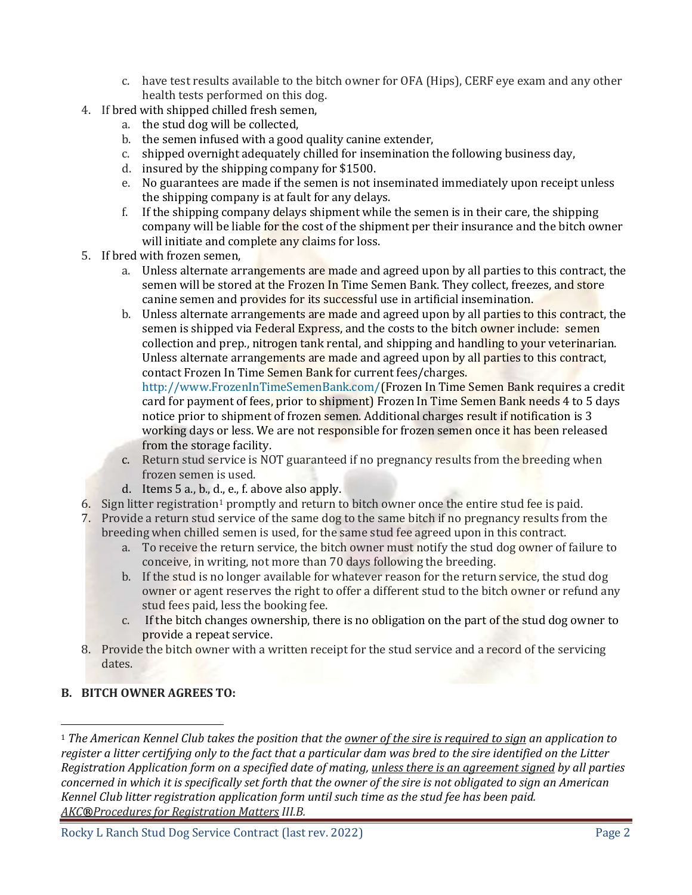c. have test results available to the bitch owner for OFA (Hips), CERF eye exam and any other health tests performed on this dog.

4. If bred with shipped chilled fresh semen,
   a. the stud dog will be collected,
   b. the semen infused with a good quality canine extender,
   c. shipped overnight adequately chilled for insemination the following business day,
   d. insured by the shipping company for $1500.
   e. No guarantees are made if the semen is not inseminated immediately upon receipt unless the shipping company is at fault for any delays.
   f. If the shipping company delays shipment while the semen is in their care, the shipping company will be liable for the cost of the shipment per their insurance and the bitch owner will initiate and complete any claims for loss.
5. If bred with frozen semen,
   a. Unless alternate arrangements are made and agreed upon by all parties to this contract, the semen will be stored at the Frozen In Time Semen Bank. They collect, freezes, and store canine semen and provides for its successful use in artificial insemination.
   b. Unless alternate arrangements are made and agreed upon by all parties to this contract, the semen is shipped via Federal Express, and the costs to the bitch owner include: semen collection and prep., nitrogen tank rental, and shipping and handling to your veterinarian. Unless alternate arrangements are made and agreed upon by all parties to this contract, contact Frozen In Time Semen Bank for current fees/charges. http://www.FrozenInTimeSemenBank.com/ (Frozen In Time Semen Bank requires a credit card for payment of fees, prior to shipment) Frozen In Time Semen Bank needs 4 to 5 days notice prior to shipment of frozen semen. Additional charges result if notification is 3 working days or less. We are not responsible for frozen semen once it has been released from the storage facility.
   c. Return stud service is NOT guaranteed if no pregnancy results from the breeding when frozen semen is used.
   d. Items 5 a., b., d., e., f. above also apply.
6. Sign litter registration[1] promptly and return to bitch owner once the entire stud fee is paid.
7. Provide a return stud service of the same dog to the same bitch if no pregnancy results from the breeding when chilled semen is used, for the same stud fee agreed upon in this contract.
   a. To receive the return service, the bitch owner must notify the stud dog owner of failure to conceive, in writing, not more than 70 days following the breeding.
   b. If the stud is no longer available for whatever reason for the return service, the stud dog owner or agent reserves the right to offer a different stud to the bitch owner or refund any stud fees paid, less the booking fee.
   c. If the bitch changes ownership, there is no obligation on the part of the stud dog owner to provide a repeat service.
8. Provide the bitch owner with a written receipt for the stud service and a record of the servicing dates.

**B. BITCH OWNER AGREES TO:**

---

[1] *The American Kennel Club takes the position that the <u>owner of the sire is required to sign</u> an application to register a litter certifying only to the fact that a particular dam was bred to the sire identified on the Litter Registration Application form on a specified date of mating, <u>unless there is an agreement signed</u> by all parties concerned in which it is specifically set forth that the owner of the sire is not obligated to sign an American Kennel Club litter registration application form until such time as the stud fee has been paid. <u>AKC® Procedures for Registration Matters</u> III.B.*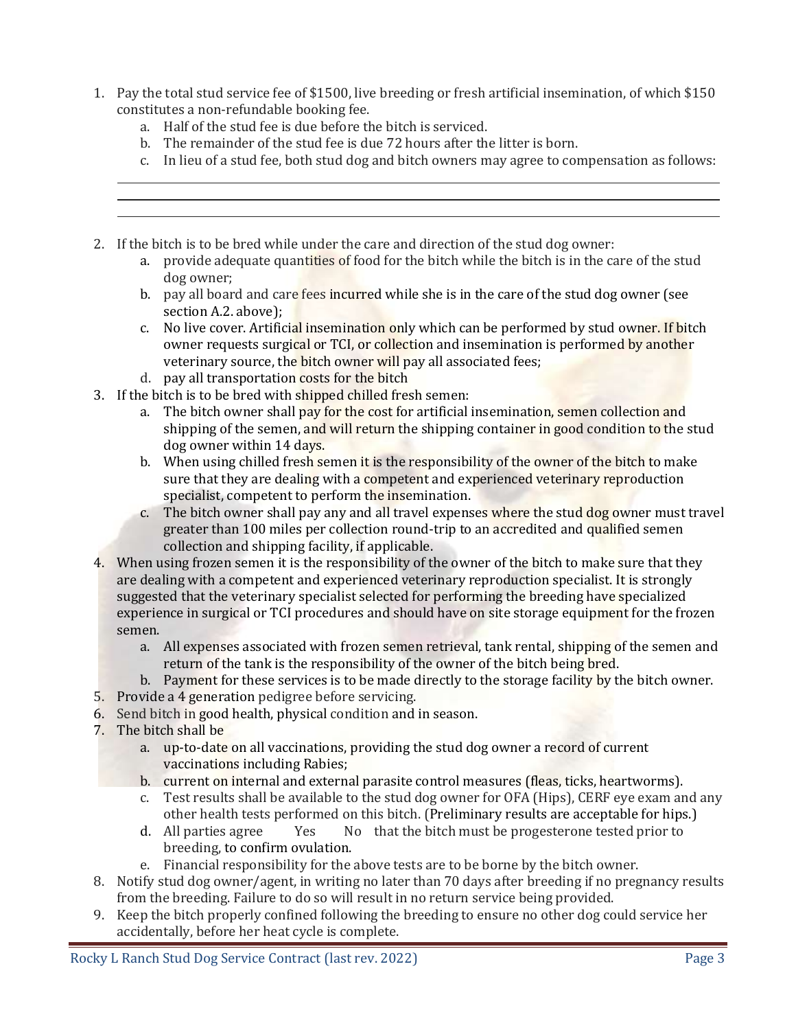1. Pay the total stud service fee of $1500, live breeding or fresh artificial insemination, of which $150 constitutes a non-refundable booking fee.
    a. Half of the stud fee is due before the bitch is serviced.
    b. The remainder of the stud fee is due 72 hours after the litter is born.
    c. In lieu of a stud fee, both stud dog and bitch owners may agree to compensation as follows:

    ______________________________________________________________________________

    ______________________________________________________________________________

    ______________________________________________________________________________

2. If the bitch is to be bred while under the care and direction of the stud dog owner:
    a. provide adequate quantities of food for the bitch while the bitch is in the care of the stud dog owner;
    b. pay all board and care fees incurred while she is in the care of the stud dog owner (see section A.2. above);
    c. No live cover. Artificial insemination only which can be performed by stud owner. If bitch owner requests surgical or TCI, or collection and insemination is performed by another veterinary source, the bitch owner will pay all associated fees;
    d. pay all transportation costs for the bitch
3. If the bitch is to be bred with shipped chilled fresh semen:
    a. The bitch owner shall pay for the cost for artificial insemination, semen collection and shipping of the semen, and will return the shipping container in good condition to the stud dog owner within 14 days.
    b. When using chilled fresh semen it is the responsibility of the owner of the bitch to make sure that they are dealing with a competent and experienced veterinary reproduction specialist, competent to perform the insemination.
    c. The bitch owner shall pay any and all travel expenses where the stud dog owner must travel greater than 100 miles per collection round-trip to an accredited and qualified semen collection and shipping facility, if applicable.
4. When using frozen semen it is the responsibility of the owner of the bitch to make sure that they are dealing with a competent and experienced veterinary reproduction specialist. It is strongly suggested that the veterinary specialist selected for performing the breeding have specialized experience in surgical or TCI procedures and should have on site storage equipment for the frozen semen.
    a. All expenses associated with frozen semen retrieval, tank rental, shipping of the semen and return of the tank is the responsibility of the owner of the bitch being bred.
    b. Payment for these services is to be made directly to the storage facility by the bitch owner.
5. Provide a 4 generation pedigree before servicing.
6. Send bitch in good health, physical condition and in season.
7. The bitch shall be
    a. up-to-date on all vaccinations, providing the stud dog owner a record of current vaccinations including Rabies;
    b. current on internal and external parasite control measures (fleas, ticks, heartworms).
    c. Test results shall be available to the stud dog owner for OFA (Hips), CERF eye exam and any other health tests performed on this bitch. (Preliminary results are acceptable for hips.)
    d. All parties agree Yes No that the bitch must be progesterone tested prior to breeding, to confirm ovulation.
    e. Financial responsibility for the above tests are to be borne by the bitch owner.
8. Notify stud dog owner/agent, in writing no later than 70 days after breeding if no pregnancy results from the breeding. Failure to do so will result in no return service being provided.
9. Keep the bitch properly confined following the breeding to ensure no other dog could service her accidentally, before her heat cycle is complete.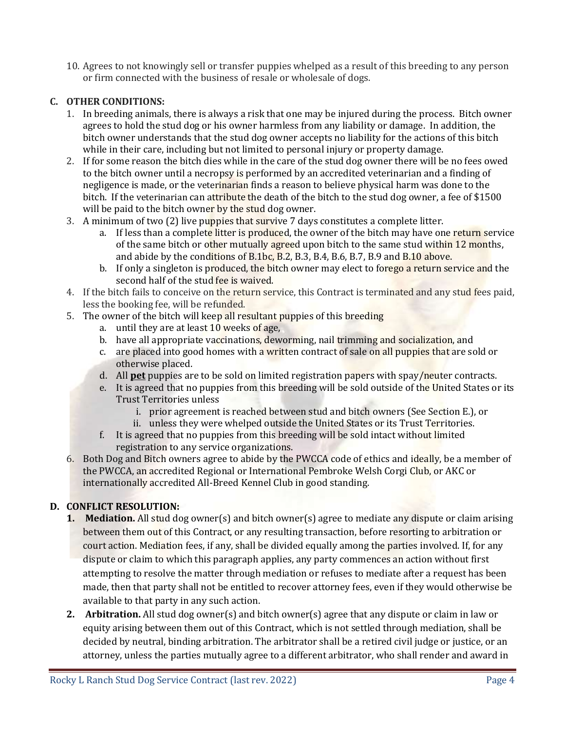10. Agrees to not knowingly sell or transfer puppies whelped as a result of this breeding to any person or firm connected with the business of resale or wholesale of dogs.

## C. OTHER CONDITIONS:

1. In breeding animals, there is always a risk that one may be injured during the process. Bitch owner agrees to hold the stud dog or his owner harmless from any liability or damage. In addition, the bitch owner understands that the stud dog owner accepts no liability for the actions of this bitch while in their care, including but not limited to personal injury or property damage.
2. If for some reason the bitch dies while in the care of the stud dog owner there will be no fees owed to the bitch owner until a necropsy is performed by an accredited veterinarian and a finding of negligence is made, or the veterinarian finds a reason to believe physical harm was done to the bitch. If the veterinarian can attribute the death of the bitch to the stud dog owner, a fee of $1500 will be paid to the bitch owner by the stud dog owner.
3. A minimum of two (2) live puppies that survive 7 days constitutes a complete litter.
   a. If less than a complete litter is produced, the owner of the bitch may have one return service of the same bitch or other mutually agreed upon bitch to the same stud within 12 months, and abide by the conditions of B.1bc, B.2, B.3, B.4, B.6, B.7, B.9 and B.10 above.
   b. If only a singleton is produced, the bitch owner may elect to forego a return service and the second half of the stud fee is waived.
4. If the bitch fails to conceive on the return service, this Contract is terminated and any stud fees paid, less the booking fee, will be refunded.
5. The owner of the bitch will keep all resultant puppies of this breeding
   a. until they are at least 10 weeks of age,
   b. have all appropriate vaccinations, deworming, nail trimming and socialization, and
   c. are placed into good homes with a written contract of sale on all puppies that are sold or otherwise placed.
   d. All **<u>pet</u>** puppies are to be sold on limited registration papers with spay/neuter contracts.
   e. It is agreed that no puppies from this breeding will be sold outside of the United States or its Trust Territories unless
      i. prior agreement is reached between stud and bitch owners (See Section E.), or
      ii. unless they were whelped outside the United States or its Trust Territories.
   f. It is agreed that no puppies from this breeding will be sold intact without limited registration to any service organizations.
6. Both Dog and Bitch owners agree to abide by the PWCCA code of ethics and ideally, be a member of the PWCCA, an accredited Regional or International Pembroke Welsh Corgi Club, or AKC or internationally accredited All-Breed Kennel Club in good standing.

## D. CONFLICT RESOLUTION:

1. **Mediation.** All stud dog owner(s) and bitch owner(s) agree to mediate any dispute or claim arising between them out of this Contract, or any resulting transaction, before resorting to arbitration or court action. Mediation fees, if any, shall be divided equally among the parties involved. If, for any dispute or claim to which this paragraph applies, any party commences an action without first attempting to resolve the matter through mediation or refuses to mediate after a request has been made, then that party shall not be entitled to recover attorney fees, even if they would otherwise be available to that party in any such action.
2. **Arbitration.** All stud dog owner(s) and bitch owner(s) agree that any dispute or claim in law or equity arising between them out of this Contract, which is not settled through mediation, shall be decided by neutral, binding arbitration. The arbitrator shall be a retired civil judge or justice, or an attorney, unless the parties mutually agree to a different arbitrator, who shall render and award in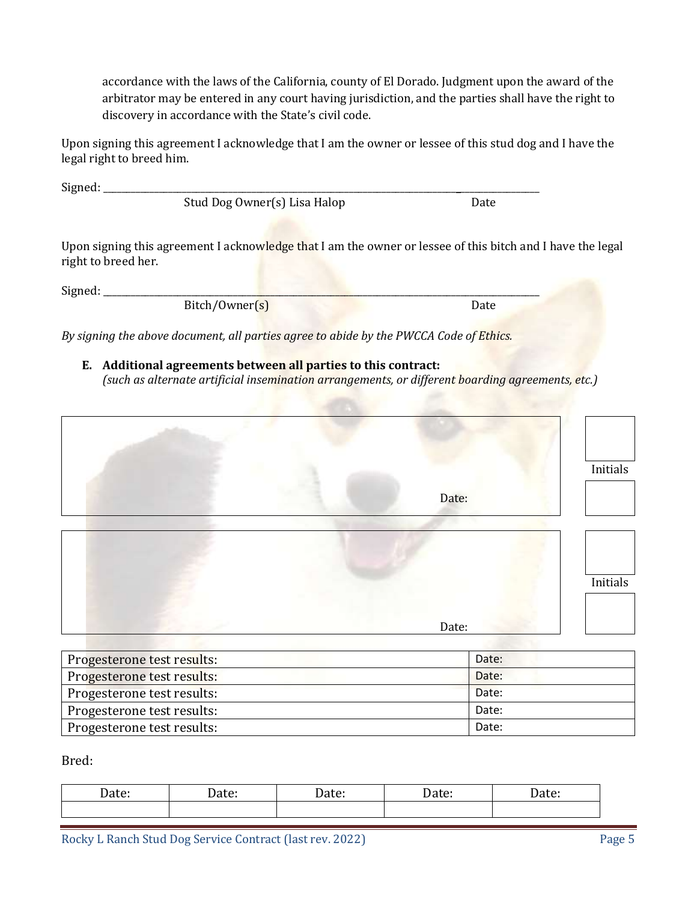accordance with the laws of the California, county of El Dorado. Judgment upon the award of the arbitrator may be entered in any court having jurisdiction, and the parties shall have the right to discovery in accordance with the State's civil code.

Upon signing this agreement I acknowledge that I am the owner or lessee of this stud dog and I have the legal right to breed him.

Signed: ______________________________________________________________________________

Stud Dog Owner(s) Lisa Halop Date

Upon signing this agreement I acknowledge that I am the owner or lessee of this bitch and I have the legal right to breed her.

Signed: ______________________________________________________________________________

Bitch/Owner(s) Date

*By signing the above document, all parties agree to abide by the PWCCA Code of Ethics.*

**E. Additional agreements between all parties to this contract:**
*(such as alternate artificial insemination arrangements, or different boarding agreements, etc.)*

| | |
|---|---|
| Date: | Initials |
| Date: | Initials |

| | |
|---|---|
| Progesterone test results: | Date: |
| Progesterone test results: | Date: |
| Progesterone test results: | Date: |
| Progesterone test results: | Date: |
| Progesterone test results: | Date: |

Bred:

| Date: | Date: | Date: | Date: | Date: |
|---|---|---|---|---|
| | | | | |